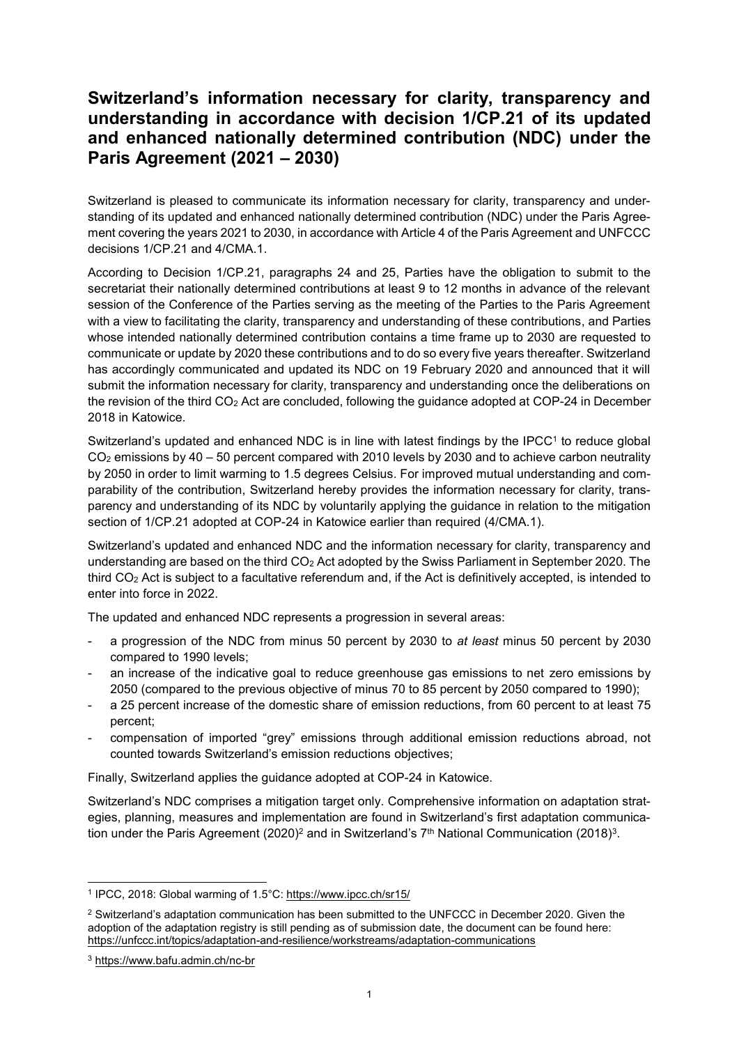# Switzerland's information necessary for clarity, transparency and understanding in accordance with decision 1/CP.21 of its updated and enhanced nationally determined contribution (NDC) under the Paris Agreement (2021 – 2030)

Switzerland is pleased to communicate its information necessary for clarity, transparency and understanding of its updated and enhanced nationally determined contribution (NDC) under the Paris Agreement covering the years 2021 to 2030, in accordance with Article 4 of the Paris Agreement and UNFCCC decisions 1/CP.21 and 4/CMA.1.

According to Decision 1/CP.21, paragraphs 24 and 25, Parties have the obligation to submit to the secretariat their nationally determined contributions at least 9 to 12 months in advance of the relevant session of the Conference of the Parties serving as the meeting of the Parties to the Paris Agreement with a view to facilitating the clarity, transparency and understanding of these contributions, and Parties whose intended nationally determined contribution contains a time frame up to 2030 are requested to communicate or update by 2020 these contributions and to do so every five years thereafter. Switzerland has accordingly communicated and updated its NDC on 19 February 2020 and announced that it will submit the information necessary for clarity, transparency and understanding once the deliberations on the revision of the third $CO_2$ Act are concluded, following the guidance adopted at COP-24 in December 2018 in Katowice.

Switzerland's updated and enhanced NDC is in line with latest findings by the IPCC[1] to reduce global $CO_2$ emissions by 40 – 50 percent compared with 2010 levels by 2030 and to achieve carbon neutrality by 2050 in order to limit warming to 1.5 degrees Celsius. For improved mutual understanding and comparability of the contribution, Switzerland hereby provides the information necessary for clarity, transparency and understanding of its NDC by voluntarily applying the guidance in relation to the mitigation section of 1/CP.21 adopted at COP-24 in Katowice earlier than required (4/CMA.1).

Switzerland's updated and enhanced NDC and the information necessary for clarity, transparency and understanding are based on the third $CO_2$ Act adopted by the Swiss Parliament in September 2020. The third $CO_2$ Act is subject to a facultative referendum and, if the Act is definitively accepted, is intended to enter into force in 2022.

The updated and enhanced NDC represents a progression in several areas:

- a progression of the NDC from minus 50 percent by 2030 to *at least* minus 50 percent by 2030 compared to 1990 levels;
- an increase of the indicative goal to reduce greenhouse gas emissions to net zero emissions by 2050 (compared to the previous objective of minus 70 to 85 percent by 2050 compared to 1990);
- a 25 percent increase of the domestic share of emission reductions, from 60 percent to at least 75 percent;
- compensation of imported "grey" emissions through additional emission reductions abroad, not counted towards Switzerland's emission reductions objectives;

Finally, Switzerland applies the guidance adopted at COP-24 in Katowice.

Switzerland's NDC comprises a mitigation target only. Comprehensive information on adaptation strategies, planning, measures and implementation are found in Switzerland's first adaptation communication under the Paris Agreement (2020)[2] and in Switzerland's 7th National Communication (2018)[3].

---

[1] IPCC, 2018: Global warming of 1.5°C: https://www.ipcc.ch/sr15/

[2] Switzerland's adaptation communication has been submitted to the UNFCCC in December 2020. Given the adoption of the adaptation registry is still pending as of submission date, the document can be found here: https://unfccc.int/topics/adaptation-and-resilience/workstreams/adaptation-communications

[3] https://www.bafu.admin.ch/nc-br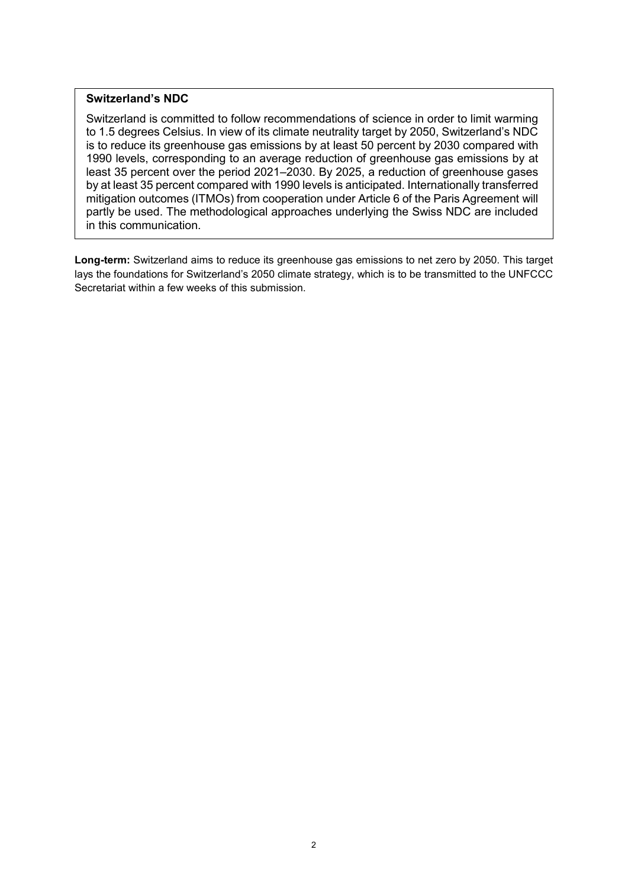**Switzerland's NDC**

Switzerland is committed to follow recommendations of science in order to limit warming to 1.5 degrees Celsius. In view of its climate neutrality target by 2050, Switzerland's NDC is to reduce its greenhouse gas emissions by at least 50 percent by 2030 compared with 1990 levels, corresponding to an average reduction of greenhouse gas emissions by at least 35 percent over the period 2021–2030. By 2025, a reduction of greenhouse gases by at least 35 percent compared with 1990 levels is anticipated. Internationally transferred mitigation outcomes (ITMOs) from cooperation under Article 6 of the Paris Agreement will partly be used. The methodological approaches underlying the Swiss NDC are included in this communication.

**Long-term:** Switzerland aims to reduce its greenhouse gas emissions to net zero by 2050. This target lays the foundations for Switzerland's 2050 climate strategy, which is to be transmitted to the UNFCCC Secretariat within a few weeks of this submission.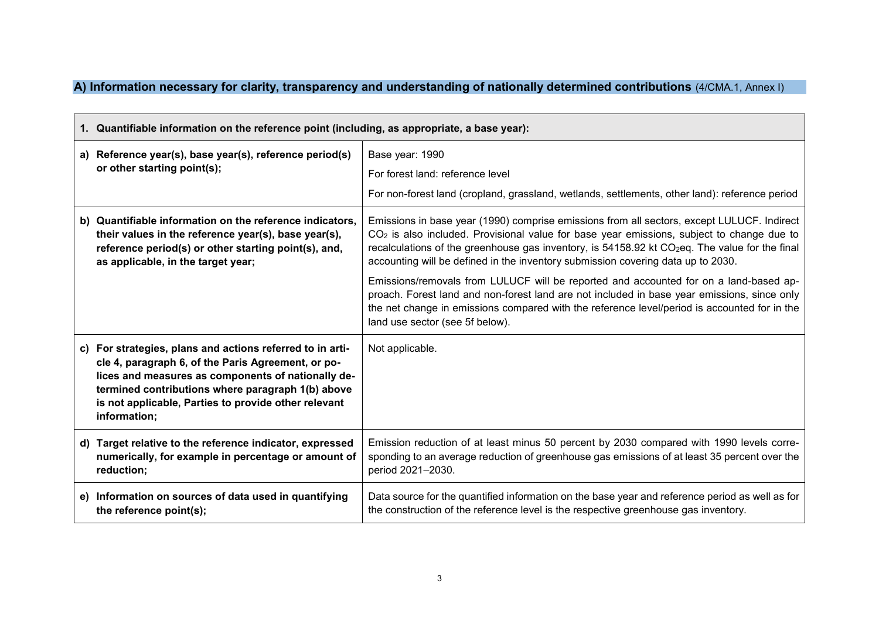## A) Information necessary for clarity, transparency and understanding of nationally determined contributions (4/CMA.1, Annex I)

| **1. Quantifiable information on the reference point (including, as appropriate, a base year):** | |
|---|---|
| **a) Reference year(s), base year(s), reference period(s) or other starting point(s);** | Base year: 1990<br>For forest land: reference level<br>For non-forest land (cropland, grassland, wetlands, settlements, other land): reference period |
| **b) Quantifiable information on the reference indicators, their values in the reference year(s), base year(s), reference period(s) or other starting point(s), and, as applicable, in the target year;** | Emissions in base year (1990) comprise emissions from all sectors, except LULUCF. Indirect $CO_2$ is also included. Provisional value for base year emissions, subject to change due to recalculations of the greenhouse gas inventory, is 54158.92 kt $CO_2$eq. The value for the final accounting will be defined in the inventory submission covering data up to 2030.<br>Emissions/removals from LULUCF will be reported and accounted for on a land-based approach. Forest land and non-forest land are not included in base year emissions, since only the net change in emissions compared with the reference level/period is accounted for in the land use sector (see 5f below). |
| **c) For strategies, plans and actions referred to in article 4, paragraph 6, of the Paris Agreement, or polices and measures as components of nationally determined contributions where paragraph 1(b) above is not applicable, Parties to provide other relevant information;** | Not applicable. |
| **d) Target relative to the reference indicator, expressed numerically, for example in percentage or amount of reduction;** | Emission reduction of at least minus 50 percent by 2030 compared with 1990 levels corresponding to an average reduction of greenhouse gas emissions of at least 35 percent over the period 2021–2030. |
| **e) Information on sources of data used in quantifying the reference point(s);** | Data source for the quantified information on the base year and reference period as well as for the construction of the reference level is the respective greenhouse gas inventory. |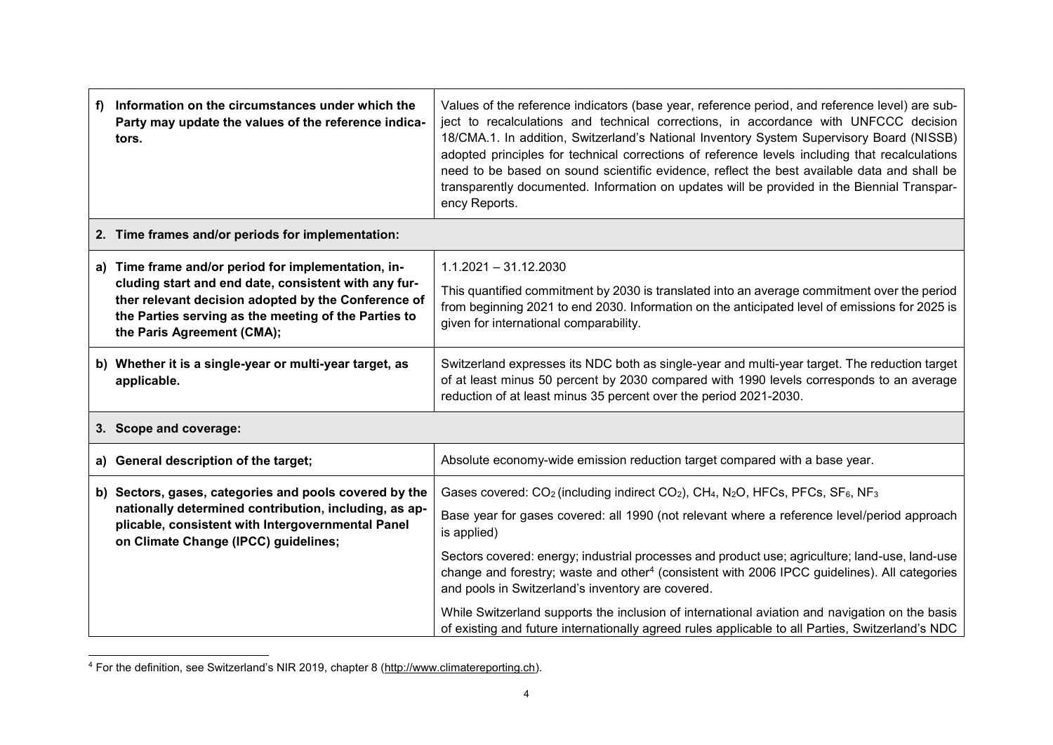| | |
|---|---|
| **f) Information on the circumstances under which the Party may update the values of the reference indicators.** | Values of the reference indicators (base year, reference period, and reference level) are subject to recalculations and technical corrections, in accordance with UNFCCC decision 18/CMA.1. In addition, Switzerland's National Inventory System Supervisory Board (NISSB) adopted principles for technical corrections of reference levels including that recalculations need to be based on sound scientific evidence, reflect the best available data and shall be transparently documented. Information on updates will be provided in the Biennial Transparency Reports. |
| **2. Time frames and/or periods for implementation:** | |
| **a) Time frame and/or period for implementation, including start and end date, consistent with any further relevant decision adopted by the Conference of the Parties serving as the meeting of the Parties to the Paris Agreement (CMA);** | 1.1.2021 – 31.12.2030<br><br>This quantified commitment by 2030 is translated into an average commitment over the period from beginning 2021 to end 2030. Information on the anticipated level of emissions for 2025 is given for international comparability. |
| **b) Whether it is a single-year or multi-year target, as applicable.** | Switzerland expresses its NDC both as single-year and multi-year target. The reduction target of at least minus 50 percent by 2030 compared with 1990 levels corresponds to an average reduction of at least minus 35 percent over the period 2021-2030. |
| **3. Scope and coverage:** | |
| **a) General description of the target;** | Absolute economy-wide emission reduction target compared with a base year. |
| **b) Sectors, gases, categories and pools covered by the nationally determined contribution, including, as applicable, consistent with Intergovernmental Panel on Climate Change (IPCC) guidelines;** | Gases covered: $CO_2$ (including indirect $CO_2$), $CH_4$, $N_2O$, HFCs, PFCs, $SF_6$, $NF_3$<br><br>Base year for gases covered: all 1990 (not relevant where a reference level/period approach is applied)<br><br>Sectors covered: energy; industrial processes and product use; agriculture; land-use, land-use change and forestry; waste and other[4] (consistent with 2006 IPCC guidelines). All categories and pools in Switzerland's inventory are covered.<br><br>While Switzerland supports the inclusion of international aviation and navigation on the basis of existing and future internationally agreed rules applicable to all Parties, Switzerland's NDC |

[4] For the definition, see Switzerland's NIR 2019, chapter 8 (http://www.climatereporting.ch).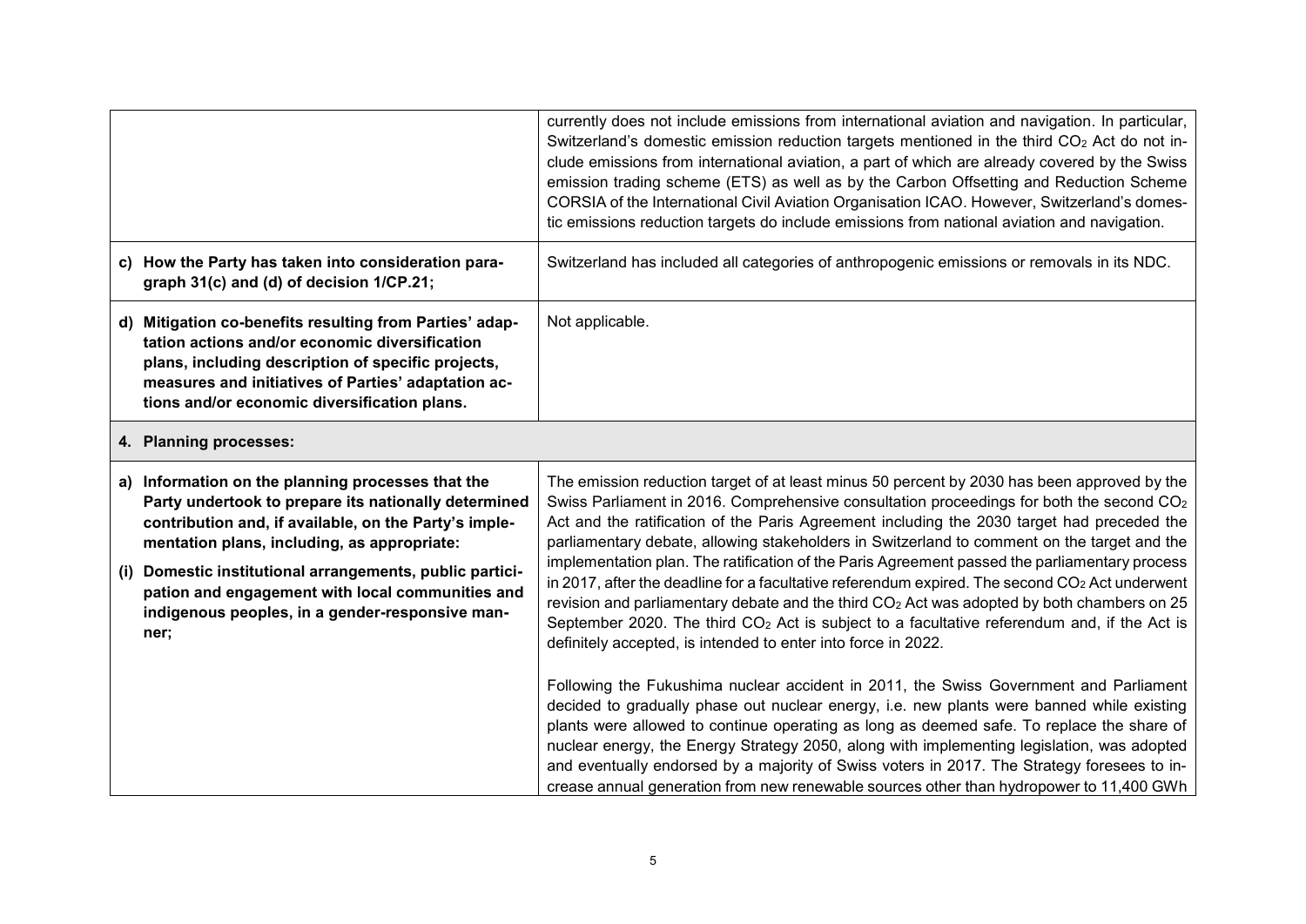| | |
|---|---|
| | currently does not include emissions from international aviation and navigation. In particular, Switzerland's domestic emission reduction targets mentioned in the third $CO_2$ Act do not include emissions from international aviation, a part of which are already covered by the Swiss emission trading scheme (ETS) as well as by the Carbon Offsetting and Reduction Scheme CORSIA of the International Civil Aviation Organisation ICAO. However, Switzerland's domestic emissions reduction targets do include emissions from national aviation and navigation. |
| **c) How the Party has taken into consideration paragraph 31(c) and (d) of decision 1/CP.21;** | Switzerland has included all categories of anthropogenic emissions or removals in its NDC. |
| **d) Mitigation co-benefits resulting from Parties' adaptation actions and/or economic diversification plans, including description of specific projects, measures and initiatives of Parties' adaptation actions and/or economic diversification plans.** | Not applicable. |
| **4. Planning processes:** | |
| **a) Information on the planning processes that the Party undertook to prepare its nationally determined contribution and, if available, on the Party's implementation plans, including, as appropriate:**<br><br>**(i) Domestic institutional arrangements, public participation and engagement with local communities and indigenous peoples, in a gender-responsive manner;** | The emission reduction target of at least minus 50 percent by 2030 has been approved by the Swiss Parliament in 2016. Comprehensive consultation proceedings for both the second $CO_2$ Act and the ratification of the Paris Agreement including the 2030 target had preceded the parliamentary debate, allowing stakeholders in Switzerland to comment on the target and the implementation plan. The ratification of the Paris Agreement passed the parliamentary process in 2017, after the deadline for a facultative referendum expired. The second $CO_2$ Act underwent revision and parliamentary debate and the third $CO_2$ Act was adopted by both chambers on 25 September 2020. The third $CO_2$ Act is subject to a facultative referendum and, if the Act is definitely accepted, is intended to enter into force in 2022.<br><br>Following the Fukushima nuclear accident in 2011, the Swiss Government and Parliament decided to gradually phase out nuclear energy, i.e. new plants were banned while existing plants were allowed to continue operating as long as deemed safe. To replace the share of nuclear energy, the Energy Strategy 2050, along with implementing legislation, was adopted and eventually endorsed by a majority of Swiss voters in 2017. The Strategy foresees to increase annual generation from new renewable sources other than hydropower to 11,400 GWh |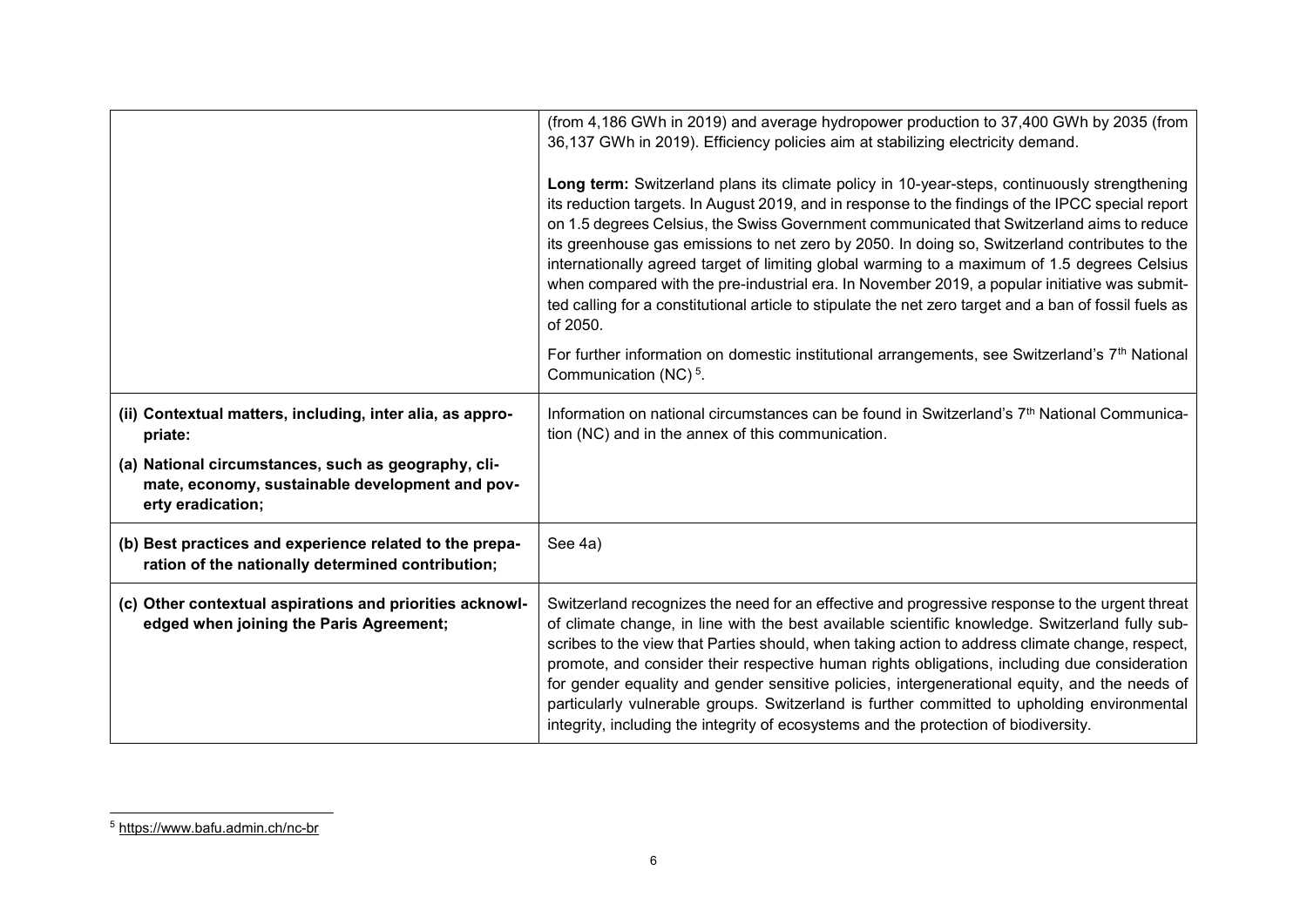| | |
|---|---|
| | (from 4,186 GWh in 2019) and average hydropower production to 37,400 GWh by 2035 (from 36,137 GWh in 2019). Efficiency policies aim at stabilizing electricity demand.<br><br>**Long term:** Switzerland plans its climate policy in 10-year-steps, continuously strengthening its reduction targets. In August 2019, and in response to the findings of the IPCC special report on 1.5 degrees Celsius, the Swiss Government communicated that Switzerland aims to reduce its greenhouse gas emissions to net zero by 2050. In doing so, Switzerland contributes to the internationally agreed target of limiting global warming to a maximum of 1.5 degrees Celsius when compared with the pre-industrial era. In November 2019, a popular initiative was submitted calling for a constitutional article to stipulate the net zero target and a ban of fossil fuels as of 2050.<br><br>For further information on domestic institutional arrangements, see Switzerland's 7th National Communication (NC) [5]. |
| **(ii) Contextual matters, including, inter alia, as appropriate:**<br><br>**(a) National circumstances, such as geography, climate, economy, sustainable development and poverty eradication;** | Information on national circumstances can be found in Switzerland's 7th National Communication (NC) and in the annex of this communication. |
| **(b) Best practices and experience related to the preparation of the nationally determined contribution;** | See 4a) |
| **(c) Other contextual aspirations and priorities acknowledged when joining the Paris Agreement;** | Switzerland recognizes the need for an effective and progressive response to the urgent threat of climate change, in line with the best available scientific knowledge. Switzerland fully subscribes to the view that Parties should, when taking action to address climate change, respect, promote, and consider their respective human rights obligations, including due consideration for gender equality and gender sensitive policies, intergenerational equity, and the needs of particularly vulnerable groups. Switzerland is further committed to upholding environmental integrity, including the integrity of ecosystems and the protection of biodiversity. |

[5] https://www.bafu.admin.ch/nc-br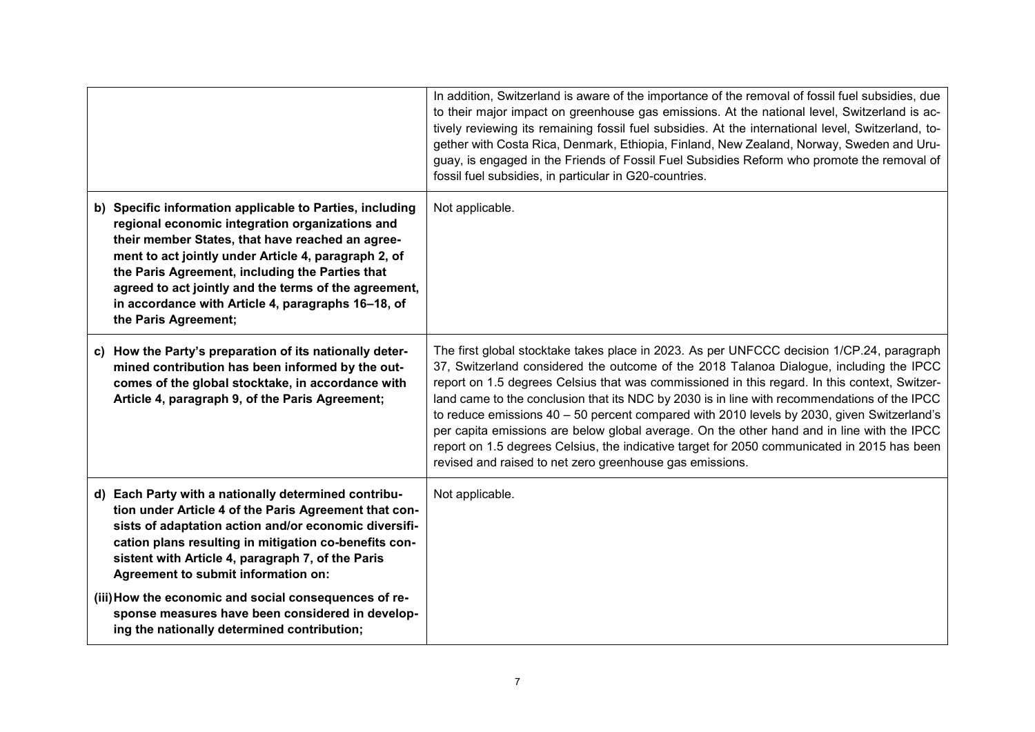| | |
|---|---|
| | In addition, Switzerland is aware of the importance of the removal of fossil fuel subsidies, due to their major impact on greenhouse gas emissions. At the national level, Switzerland is actively reviewing its remaining fossil fuel subsidies. At the international level, Switzerland, together with Costa Rica, Denmark, Ethiopia, Finland, New Zealand, Norway, Sweden and Uruguay, is engaged in the Friends of Fossil Fuel Subsidies Reform who promote the removal of fossil fuel subsidies, in particular in G20-countries. |
| **b) Specific information applicable to Parties, including regional economic integration organizations and their member States, that have reached an agreement to act jointly under Article 4, paragraph 2, of the Paris Agreement, including the Parties that agreed to act jointly and the terms of the agreement, in accordance with Article 4, paragraphs 16–18, of the Paris Agreement;** | Not applicable. |
| **c) How the Party's preparation of its nationally determined contribution has been informed by the outcomes of the global stocktake, in accordance with Article 4, paragraph 9, of the Paris Agreement;** | The first global stocktake takes place in 2023. As per UNFCCC decision 1/CP.24, paragraph 37, Switzerland considered the outcome of the 2018 Talanoa Dialogue, including the IPCC report on 1.5 degrees Celsius that was commissioned in this regard. In this context, Switzerland came to the conclusion that its NDC by 2030 is in line with recommendations of the IPCC to reduce emissions 40 – 50 percent compared with 2010 levels by 2030, given Switzerland's per capita emissions are below global average. On the other hand and in line with the IPCC report on 1.5 degrees Celsius, the indicative target for 2050 communicated in 2015 has been revised and raised to net zero greenhouse gas emissions. |
| **d) Each Party with a nationally determined contribution under Article 4 of the Paris Agreement that consists of adaptation action and/or economic diversification plans resulting in mitigation co-benefits consistent with Article 4, paragraph 7, of the Paris Agreement to submit information on:** <br> **(iii) How the economic and social consequences of response measures have been considered in developing the nationally determined contribution;** | Not applicable. |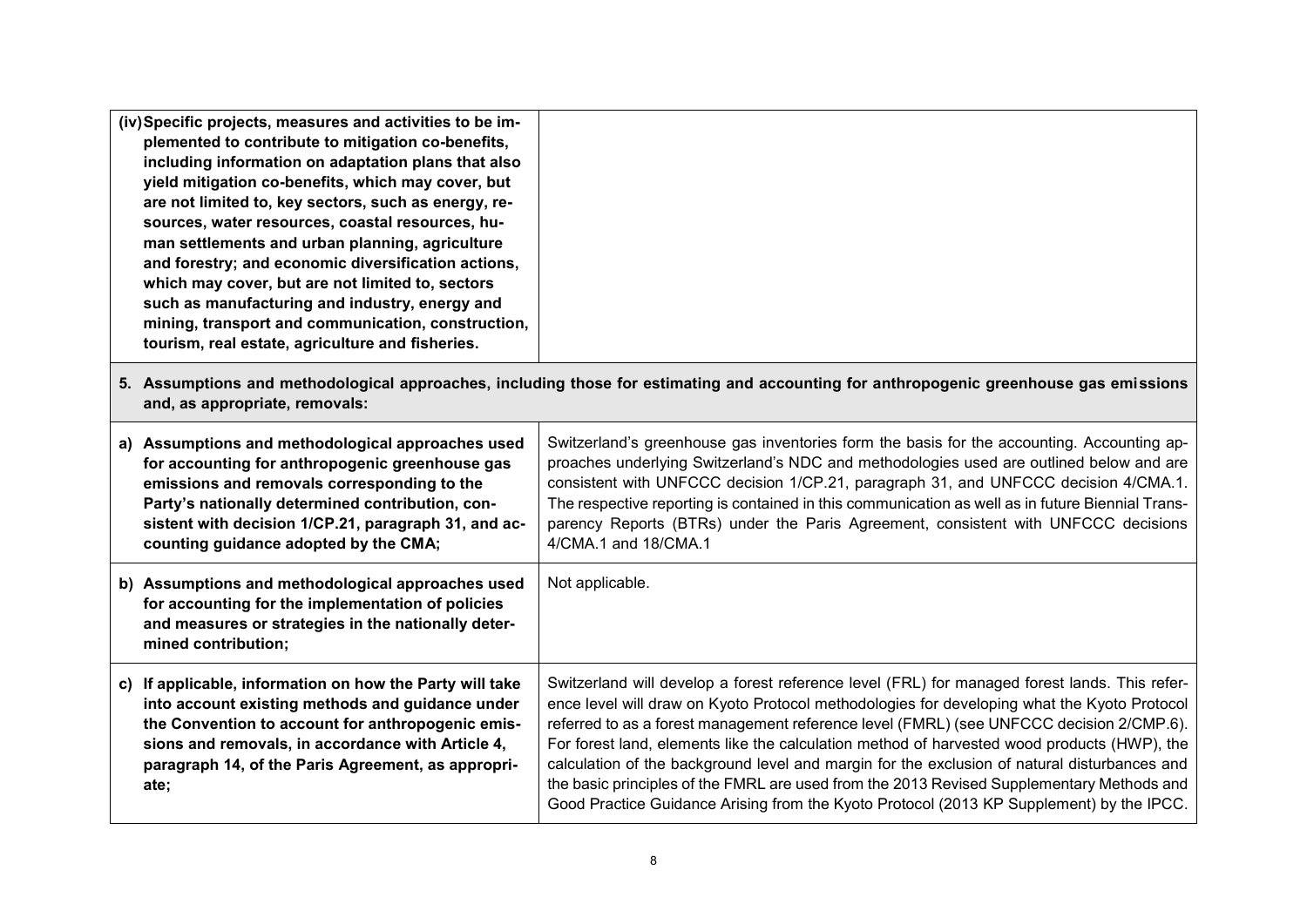| | |
|---|---|
| **(iv) Specific projects, measures and activities to be implemented to contribute to mitigation co-benefits, including information on adaptation plans that also yield mitigation co-benefits, which may cover, but are not limited to, key sectors, such as energy, resources, water resources, coastal resources, human settlements and urban planning, agriculture and forestry; and economic diversification actions, which may cover, but are not limited to, sectors such as manufacturing and industry, energy and mining, transport and communication, construction, tourism, real estate, agriculture and fisheries.** | |
| **5. Assumptions and methodological approaches, including those for estimating and accounting for anthropogenic greenhouse gas emissions and, as appropriate, removals:** | |
| **a) Assumptions and methodological approaches used for accounting for anthropogenic greenhouse gas emissions and removals corresponding to the Party's nationally determined contribution, consistent with decision 1/CP.21, paragraph 31, and accounting guidance adopted by the CMA;** | Switzerland's greenhouse gas inventories form the basis for the accounting. Accounting approaches underlying Switzerland's NDC and methodologies used are outlined below and are consistent with UNFCCC decision 1/CP.21, paragraph 31, and UNFCCC decision 4/CMA.1. The respective reporting is contained in this communication as well as in future Biennial Transparency Reports (BTRs) under the Paris Agreement, consistent with UNFCCC decisions 4/CMA.1 and 18/CMA.1 |
| **b) Assumptions and methodological approaches used for accounting for the implementation of policies and measures or strategies in the nationally determined contribution;** | Not applicable. |
| **c) If applicable, information on how the Party will take into account existing methods and guidance under the Convention to account for anthropogenic emissions and removals, in accordance with Article 4, paragraph 14, of the Paris Agreement, as appropriate;** | Switzerland will develop a forest reference level (FRL) for managed forest lands. This reference level will draw on Kyoto Protocol methodologies for developing what the Kyoto Protocol referred to as a forest management reference level (FMRL) (see UNFCCC decision 2/CMP.6). For forest land, elements like the calculation method of harvested wood products (HWP), the calculation of the background level and margin for the exclusion of natural disturbances and the basic principles of the FMRL are used from the 2013 Revised Supplementary Methods and Good Practice Guidance Arising from the Kyoto Protocol (2013 KP Supplement) by the IPCC. |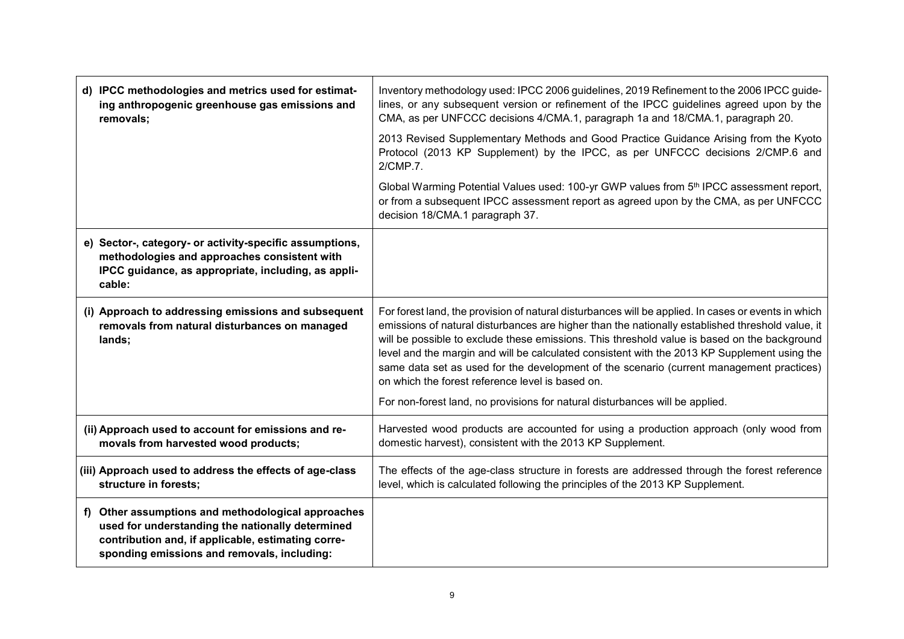| | |
|---|---|
| **d) IPCC methodologies and metrics used for estimating anthropogenic greenhouse gas emissions and removals;** | Inventory methodology used: IPCC 2006 guidelines, 2019 Refinement to the 2006 IPCC guidelines, or any subsequent version or refinement of the IPCC guidelines agreed upon by the CMA, as per UNFCCC decisions 4/CMA.1, paragraph 1a and 18/CMA.1, paragraph 20.<br><br>2013 Revised Supplementary Methods and Good Practice Guidance Arising from the Kyoto Protocol (2013 KP Supplement) by the IPCC, as per UNFCCC decisions 2/CMP.6 and 2/CMP.7.<br><br>Global Warming Potential Values used: 100-yr GWP values from 5th IPCC assessment report, or from a subsequent IPCC assessment report as agreed upon by the CMA, as per UNFCCC decision 18/CMA.1 paragraph 37. |
| **e) Sector-, category- or activity-specific assumptions, methodologies and approaches consistent with IPCC guidance, as appropriate, including, as applicable:** | |
| **(i) Approach to addressing emissions and subsequent removals from natural disturbances on managed lands;** | For forest land, the provision of natural disturbances will be applied. In cases or events in which emissions of natural disturbances are higher than the nationally established threshold value, it will be possible to exclude these emissions. This threshold value is based on the background level and the margin and will be calculated consistent with the 2013 KP Supplement using the same data set as used for the development of the scenario (current management practices) on which the forest reference level is based on.<br><br>For non-forest land, no provisions for natural disturbances will be applied. |
| **(ii) Approach used to account for emissions and removals from harvested wood products;** | Harvested wood products are accounted for using a production approach (only wood from domestic harvest), consistent with the 2013 KP Supplement. |
| **(iii) Approach used to address the effects of age-class structure in forests;** | The effects of the age-class structure in forests are addressed through the forest reference level, which is calculated following the principles of the 2013 KP Supplement. |
| **f) Other assumptions and methodological approaches used for understanding the nationally determined contribution and, if applicable, estimating corresponding emissions and removals, including:** | |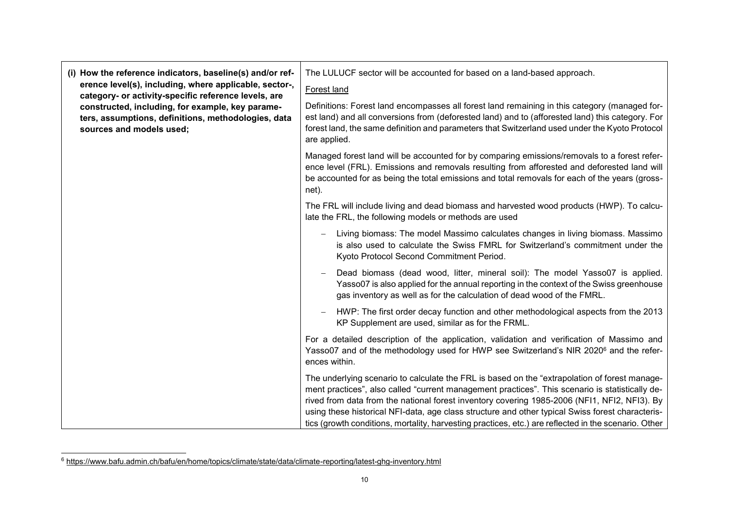| (i) How the reference indicators, baseline(s) and/or reference level(s), including, where applicable, sector-, category- or activity-specific reference levels, are constructed, including, for example, key parameters, assumptions, definitions, methodologies, data sources and models used; | The LULUCF sector will be accounted for based on a land-based approach.<br><br><u>Forest land</u><br><br>Definitions: Forest land encompasses all forest land remaining in this category (managed forest land) and all conversions from (deforested land) and to (afforested land) this category. For forest land, the same definition and parameters that Switzerland used under the Kyoto Protocol are applied.<br><br>Managed forest land will be accounted for by comparing emissions/removals to a forest reference level (FRL). Emissions and removals resulting from afforested and deforested land will be accounted for as being the total emissions and total removals for each of the years (gross-net).<br><br>The FRL will include living and dead biomass and harvested wood products (HWP). To calculate the FRL, the following models or methods are used<br><br>– Living biomass: The model Massimo calculates changes in living biomass. Massimo is also used to calculate the Swiss FMRL for Switzerland's commitment under the Kyoto Protocol Second Commitment Period.<br><br>– Dead biomass (dead wood, litter, mineral soil): The model Yasso07 is applied. Yasso07 is also applied for the annual reporting in the context of the Swiss greenhouse gas inventory as well as for the calculation of dead wood of the FMRL.<br><br>– HWP: The first order decay function and other methodological aspects from the 2013 KP Supplement are used, similar as for the FRML.<br><br>For a detailed description of the application, validation and verification of Massimo and Yasso07 and of the methodology used for HWP see Switzerland's NIR 2020[6] and the references within.<br><br>The underlying scenario to calculate the FRL is based on the "extrapolation of forest management practices", also called "current management practices". This scenario is statistically derived from data from the national forest inventory covering 1985-2006 (NFI1, NFI2, NFI3). By using these historical NFI-data, age class structure and other typical Swiss forest characteristics (growth conditions, mortality, harvesting practices, etc.) are reflected in the scenario. Other |
|---|---|

[6] https://www.bafu.admin.ch/bafu/en/home/topics/climate/state/data/climate-reporting/latest-ghg-inventory.html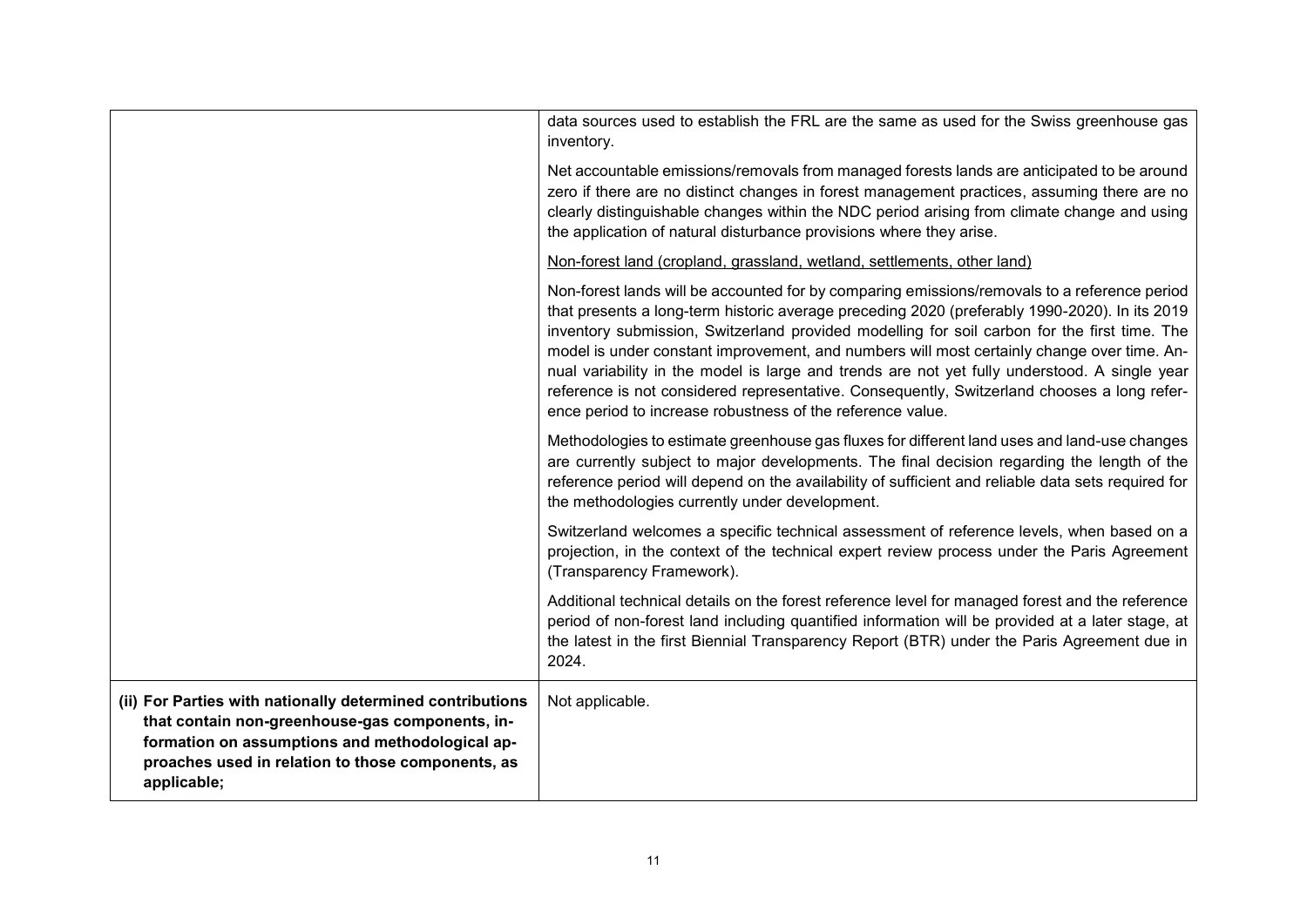| | |
|---|---|
| | data sources used to establish the FRL are the same as used for the Swiss greenhouse gas inventory.<br><br>Net accountable emissions/removals from managed forests lands are anticipated to be around zero if there are no distinct changes in forest management practices, assuming there are no clearly distinguishable changes within the NDC period arising from climate change and using the application of natural disturbance provisions where they arise.<br><br><u>Non-forest land (cropland, grassland, wetland, settlements, other land)</u><br><br>Non-forest lands will be accounted for by comparing emissions/removals to a reference period that presents a long-term historic average preceding 2020 (preferably 1990-2020). In its 2019 inventory submission, Switzerland provided modelling for soil carbon for the first time. The model is under constant improvement, and numbers will most certainly change over time. Annual variability in the model is large and trends are not yet fully understood. A single year reference is not considered representative. Consequently, Switzerland chooses a long reference period to increase robustness of the reference value.<br><br>Methodologies to estimate greenhouse gas fluxes for different land uses and land-use changes are currently subject to major developments. The final decision regarding the length of the reference period will depend on the availability of sufficient and reliable data sets required for the methodologies currently under development.<br><br>Switzerland welcomes a specific technical assessment of reference levels, when based on a projection, in the context of the technical expert review process under the Paris Agreement (Transparency Framework).<br><br>Additional technical details on the forest reference level for managed forest and the reference period of non-forest land including quantified information will be provided at a later stage, at the latest in the first Biennial Transparency Report (BTR) under the Paris Agreement due in 2024. |
| **(ii) For Parties with nationally determined contributions that contain non-greenhouse-gas components, information on assumptions and methodological approaches used in relation to those components, as applicable;** | Not applicable. |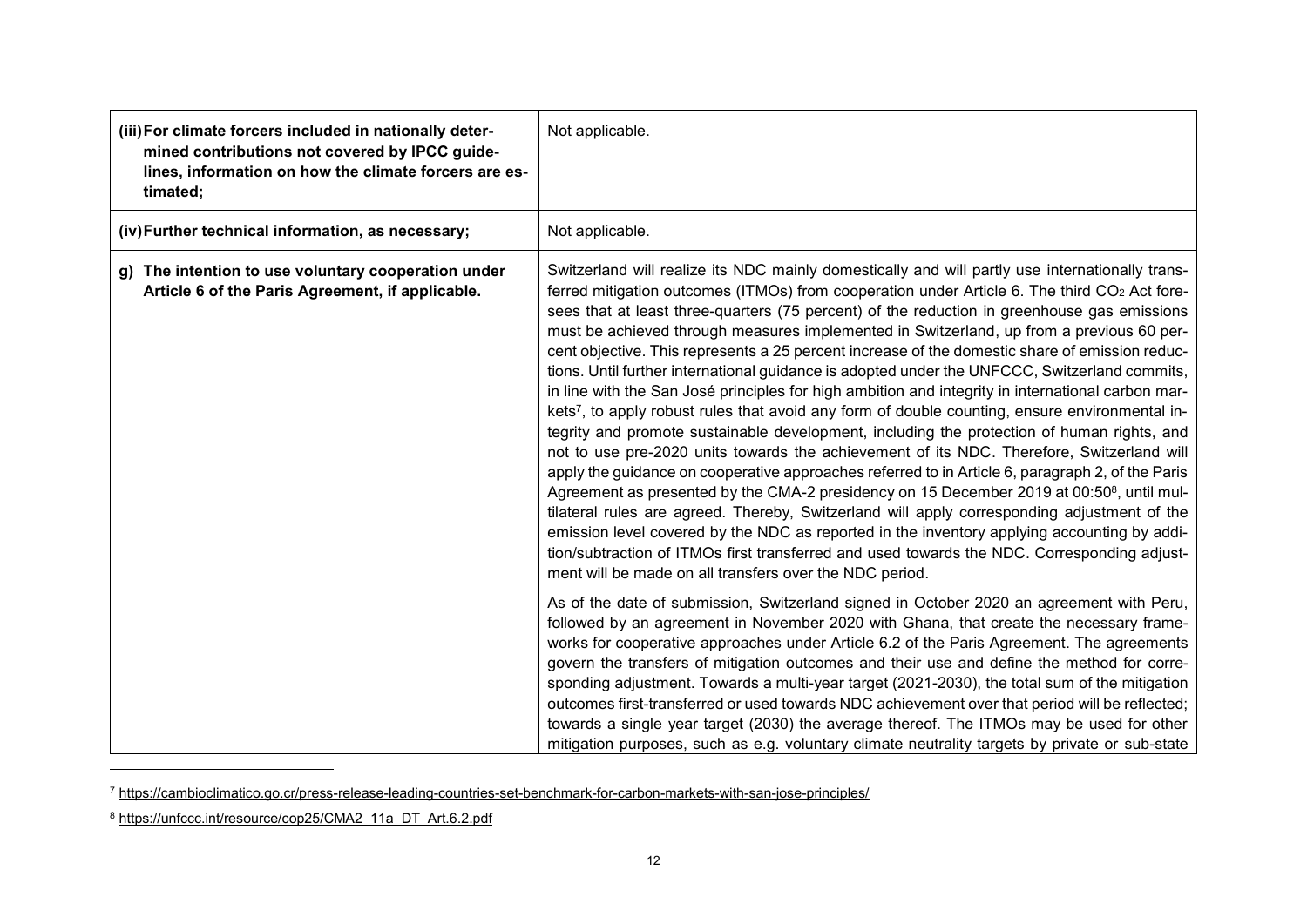| | |
|---|---|
| **(iii) For climate forcers included in nationally determined contributions not covered by IPCC guidelines, information on how the climate forcers are estimated;** | Not applicable. |
| **(iv) Further technical information, as necessary;** | Not applicable. |
| **g) The intention to use voluntary cooperation under Article 6 of the Paris Agreement, if applicable.** | Switzerland will realize its NDC mainly domestically and will partly use internationally transferred mitigation outcomes (ITMOs) from cooperation under Article 6. The third $CO_2$ Act foresees that at least three-quarters (75 percent) of the reduction in greenhouse gas emissions must be achieved through measures implemented in Switzerland, up from a previous 60 percent objective. This represents a 25 percent increase of the domestic share of emission reductions. Until further international guidance is adopted under the UNFCCC, Switzerland commits, in line with the San José principles for high ambition and integrity in international carbon markets[7], to apply robust rules that avoid any form of double counting, ensure environmental integrity and promote sustainable development, including the protection of human rights, and not to use pre-2020 units towards the achievement of its NDC. Therefore, Switzerland will apply the guidance on cooperative approaches referred to in Article 6, paragraph 2, of the Paris Agreement as presented by the CMA-2 presidency on 15 December 2019 at 00:50[8], until multilateral rules are agreed. Thereby, Switzerland will apply corresponding adjustment of the emission level covered by the NDC as reported in the inventory applying accounting by addition/subtraction of ITMOs first transferred and used towards the NDC. Corresponding adjustment will be made on all transfers over the NDC period.<br><br>As of the date of submission, Switzerland signed in October 2020 an agreement with Peru, followed by an agreement in November 2020 with Ghana, that create the necessary frameworks for cooperative approaches under Article 6.2 of the Paris Agreement. The agreements govern the transfers of mitigation outcomes and their use and define the method for corresponding adjustment. Towards a multi-year target (2021-2030), the total sum of the mitigation outcomes first-transferred or used towards NDC achievement over that period will be reflected; towards a single year target (2030) the average thereof. The ITMOs may be used for other mitigation purposes, such as e.g. voluntary climate neutrality targets by private or sub-state |

[7] https://cambioclimatico.go.cr/press-release-leading-countries-set-benchmark-for-carbon-markets-with-san-jose-principles/

[8] https://unfccc.int/resource/cop25/CMA2_11a_DT_Art.6.2.pdf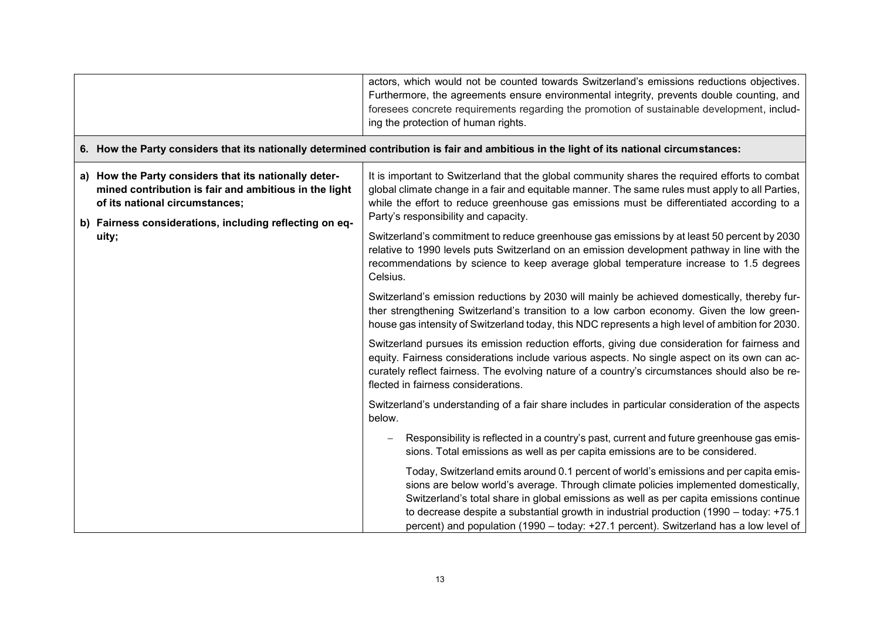| | |
|---|---|
| | actors, which would not be counted towards Switzerland's emissions reductions objectives. Furthermore, the agreements ensure environmental integrity, prevents double counting, and foresees concrete requirements regarding the promotion of sustainable development, including the protection of human rights. |
| **6. How the Party considers that its nationally determined contribution is fair and ambitious in the light of its national circumstances:** | |
| **a) How the Party considers that its nationally determined contribution is fair and ambitious in the light of its national circumstances;**<br><br>**b) Fairness considerations, including reflecting on equity;** | It is important to Switzerland that the global community shares the required efforts to combat global climate change in a fair and equitable manner. The same rules must apply to all Parties, while the effort to reduce greenhouse gas emissions must be differentiated according to a Party's responsibility and capacity.<br><br>Switzerland's commitment to reduce greenhouse gas emissions by at least 50 percent by 2030 relative to 1990 levels puts Switzerland on an emission development pathway in line with the recommendations by science to keep average global temperature increase to 1.5 degrees Celsius.<br><br>Switzerland's emission reductions by 2030 will mainly be achieved domestically, thereby further strengthening Switzerland's transition to a low carbon economy. Given the low greenhouse gas intensity of Switzerland today, this NDC represents a high level of ambition for 2030.<br><br>Switzerland pursues its emission reduction efforts, giving due consideration for fairness and equity. Fairness considerations include various aspects. No single aspect on its own can accurately reflect fairness. The evolving nature of a country's circumstances should also be reflected in fairness considerations.<br><br>Switzerland's understanding of a fair share includes in particular consideration of the aspects below.<br><br>– Responsibility is reflected in a country's past, current and future greenhouse gas emissions. Total emissions as well as per capita emissions are to be considered.<br><br>Today, Switzerland emits around 0.1 percent of world's emissions and per capita emissions are below world's average. Through climate policies implemented domestically, Switzerland's total share in global emissions as well as per capita emissions continue to decrease despite a substantial growth in industrial production (1990 – today: +75.1 percent) and population (1990 – today: +27.1 percent). Switzerland has a low level of |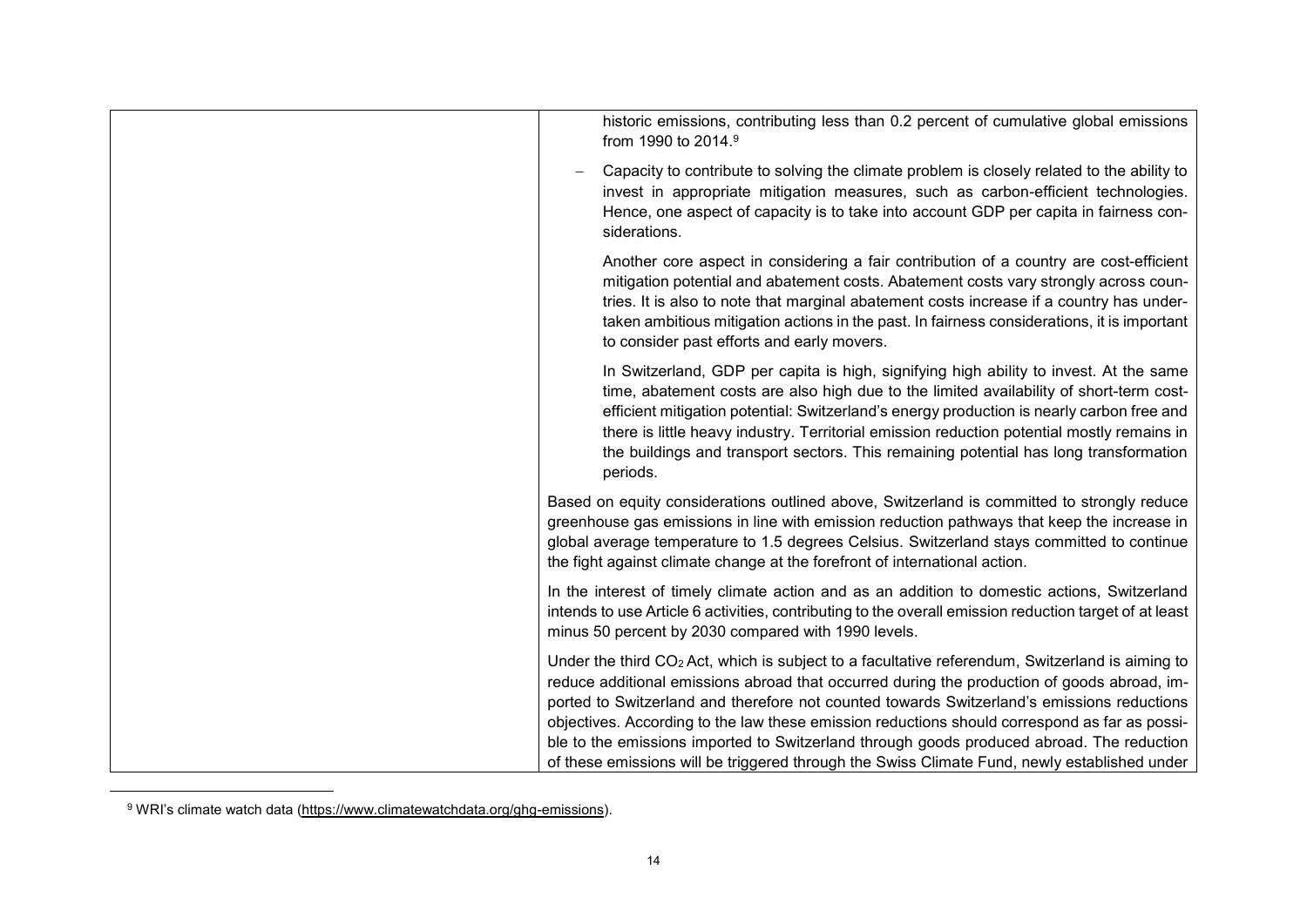| | historic emissions, contributing less than 0.2 percent of cumulative global emissions from 1990 to 2014.[9]<br><br>– Capacity to contribute to solving the climate problem is closely related to the ability to invest in appropriate mitigation measures, such as carbon-efficient technologies. Hence, one aspect of capacity is to take into account GDP per capita in fairness considerations.<br><br>Another core aspect in considering a fair contribution of a country are cost-efficient mitigation potential and abatement costs. Abatement costs vary strongly across countries. It is also to note that marginal abatement costs increase if a country has undertaken ambitious mitigation actions in the past. In fairness considerations, it is important to consider past efforts and early movers.<br><br>In Switzerland, GDP per capita is high, signifying high ability to invest. At the same time, abatement costs are also high due to the limited availability of short-term cost-efficient mitigation potential: Switzerland's energy production is nearly carbon free and there is little heavy industry. Territorial emission reduction potential mostly remains in the buildings and transport sectors. This remaining potential has long transformation periods.<br><br>Based on equity considerations outlined above, Switzerland is committed to strongly reduce greenhouse gas emissions in line with emission reduction pathways that keep the increase in global average temperature to 1.5 degrees Celsius. Switzerland stays committed to continue the fight against climate change at the forefront of international action.<br><br>In the interest of timely climate action and as an addition to domestic actions, Switzerland intends to use Article 6 activities, contributing to the overall emission reduction target of at least minus 50 percent by 2030 compared with 1990 levels.<br><br>Under the third $CO_2$ Act, which is subject to a facultative referendum, Switzerland is aiming to reduce additional emissions abroad that occurred during the production of goods abroad, imported to Switzerland and therefore not counted towards Switzerland's emissions reductions objectives. According to the law these emission reductions should correspond as far as possible to the emissions imported to Switzerland through goods produced abroad. The reduction of these emissions will be triggered through the Swiss Climate Fund, newly established under |
|---|---|

[9] WRI's climate watch data (https://www.climatewatchdata.org/ghg-emissions).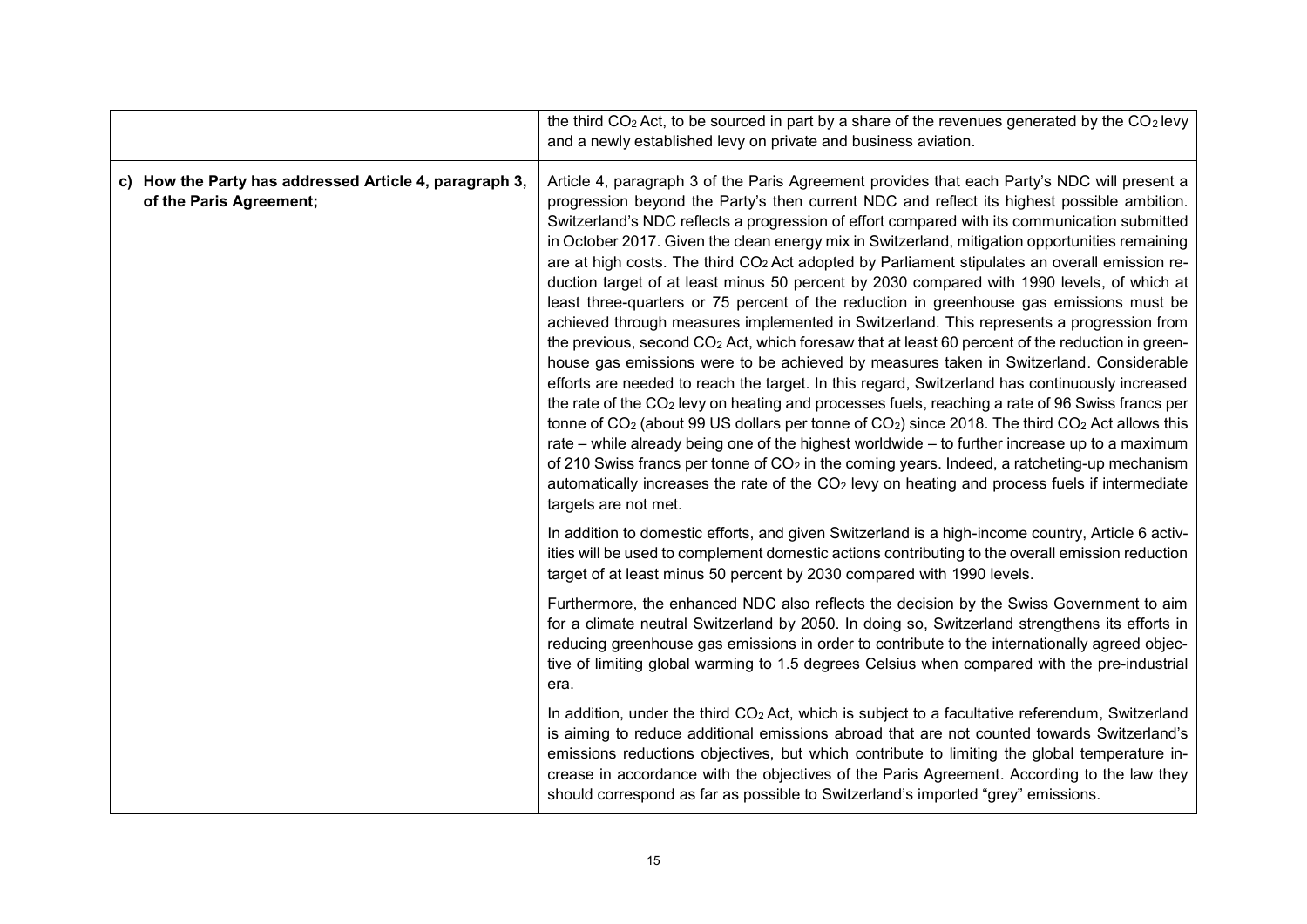| | |
|---|---|
| | the third $CO_2$ Act, to be sourced in part by a share of the revenues generated by the $CO_2$ levy and a newly established levy on private and business aviation. |
| **c) How the Party has addressed Article 4, paragraph 3, of the Paris Agreement;** | Article 4, paragraph 3 of the Paris Agreement provides that each Party's NDC will present a progression beyond the Party's then current NDC and reflect its highest possible ambition. Switzerland's NDC reflects a progression of effort compared with its communication submitted in October 2017. Given the clean energy mix in Switzerland, mitigation opportunities remaining are at high costs. The third $CO_2$ Act adopted by Parliament stipulates an overall emission reduction target of at least minus 50 percent by 2030 compared with 1990 levels, of which at least three-quarters or 75 percent of the reduction in greenhouse gas emissions must be achieved through measures implemented in Switzerland. This represents a progression from the previous, second $CO_2$ Act, which foresaw that at least 60 percent of the reduction in greenhouse gas emissions were to be achieved by measures taken in Switzerland. Considerable efforts are needed to reach the target. In this regard, Switzerland has continuously increased the rate of the $CO_2$ levy on heating and processes fuels, reaching a rate of 96 Swiss francs per tonne of $CO_2$ (about 99 US dollars per tonne of $CO_2$) since 2018. The third $CO_2$ Act allows this rate – while already being one of the highest worldwide – to further increase up to a maximum of 210 Swiss francs per tonne of $CO_2$ in the coming years. Indeed, a ratcheting-up mechanism automatically increases the rate of the $CO_2$ levy on heating and process fuels if intermediate targets are not met.<br><br>In addition to domestic efforts, and given Switzerland is a high-income country, Article 6 activities will be used to complement domestic actions contributing to the overall emission reduction target of at least minus 50 percent by 2030 compared with 1990 levels.<br><br>Furthermore, the enhanced NDC also reflects the decision by the Swiss Government to aim for a climate neutral Switzerland by 2050. In doing so, Switzerland strengthens its efforts in reducing greenhouse gas emissions in order to contribute to the internationally agreed objective of limiting global warming to 1.5 degrees Celsius when compared with the pre-industrial era.<br><br>In addition, under the third $CO_2$ Act, which is subject to a facultative referendum, Switzerland is aiming to reduce additional emissions abroad that are not counted towards Switzerland's emissions reductions objectives, but which contribute to limiting the global temperature increase in accordance with the objectives of the Paris Agreement. According to the law they should correspond as far as possible to Switzerland's imported "grey" emissions. |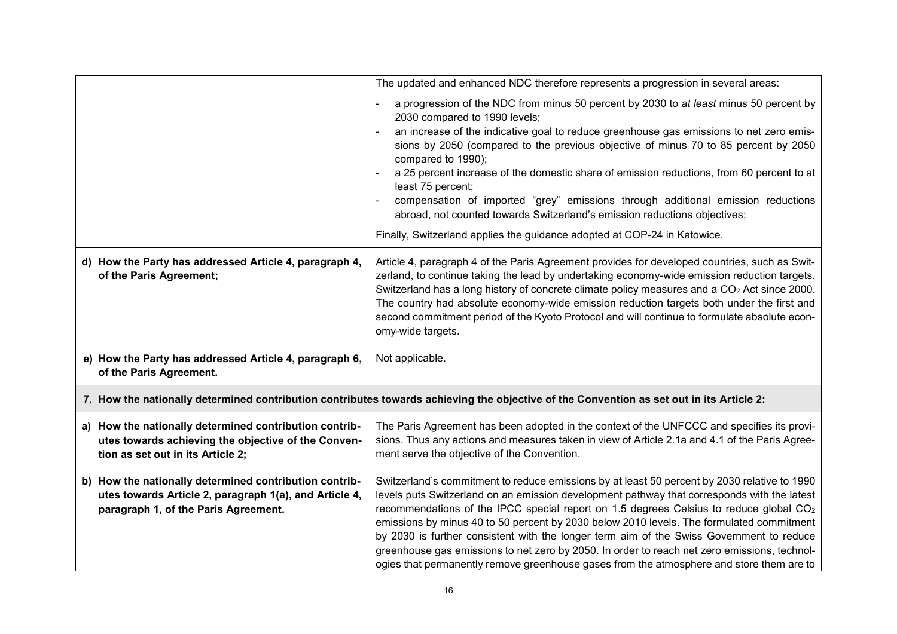| | |
|---|---|
| | The updated and enhanced NDC therefore represents a progression in several areas:<br>- a progression of the NDC from minus 50 percent by 2030 to *at least* minus 50 percent by 2030 compared to 1990 levels;<br>- an increase of the indicative goal to reduce greenhouse gas emissions to net zero emissions by 2050 (compared to the previous objective of minus 70 to 85 percent by 2050 compared to 1990);<br>- a 25 percent increase of the domestic share of emission reductions, from 60 percent to at least 75 percent;<br>- compensation of imported "grey" emissions through additional emission reductions abroad, not counted towards Switzerland's emission reductions objectives;<br><br>Finally, Switzerland applies the guidance adopted at COP-24 in Katowice. |
| **d) How the Party has addressed Article 4, paragraph 4, of the Paris Agreement;** | Article 4, paragraph 4 of the Paris Agreement provides for developed countries, such as Switzerland, to continue taking the lead by undertaking economy-wide emission reduction targets. Switzerland has a long history of concrete climate policy measures and a $CO_2$ Act since 2000. The country had absolute economy-wide emission reduction targets both under the first and second commitment period of the Kyoto Protocol and will continue to formulate absolute economy-wide targets. |
| **e) How the Party has addressed Article 4, paragraph 6, of the Paris Agreement.** | Not applicable. |
| **7. How the nationally determined contribution contributes towards achieving the objective of the Convention as set out in its Article 2:** | |
| **a) How the nationally determined contribution contributes towards achieving the objective of the Convention as set out in its Article 2;** | The Paris Agreement has been adopted in the context of the UNFCCC and specifies its provisions. Thus any actions and measures taken in view of Article 2.1a and 4.1 of the Paris Agreement serve the objective of the Convention. |
| **b) How the nationally determined contribution contributes towards Article 2, paragraph 1(a), and Article 4, paragraph 1, of the Paris Agreement.** | Switzerland's commitment to reduce emissions by at least 50 percent by 2030 relative to 1990 levels puts Switzerland on an emission development pathway that corresponds with the latest recommendations of the IPCC special report on 1.5 degrees Celsius to reduce global $CO_2$ emissions by minus 40 to 50 percent by 2030 below 2010 levels. The formulated commitment by 2030 is further consistent with the longer term aim of the Swiss Government to reduce greenhouse gas emissions to net zero by 2050. In order to reach net zero emissions, technologies that permanently remove greenhouse gases from the atmosphere and store them are to |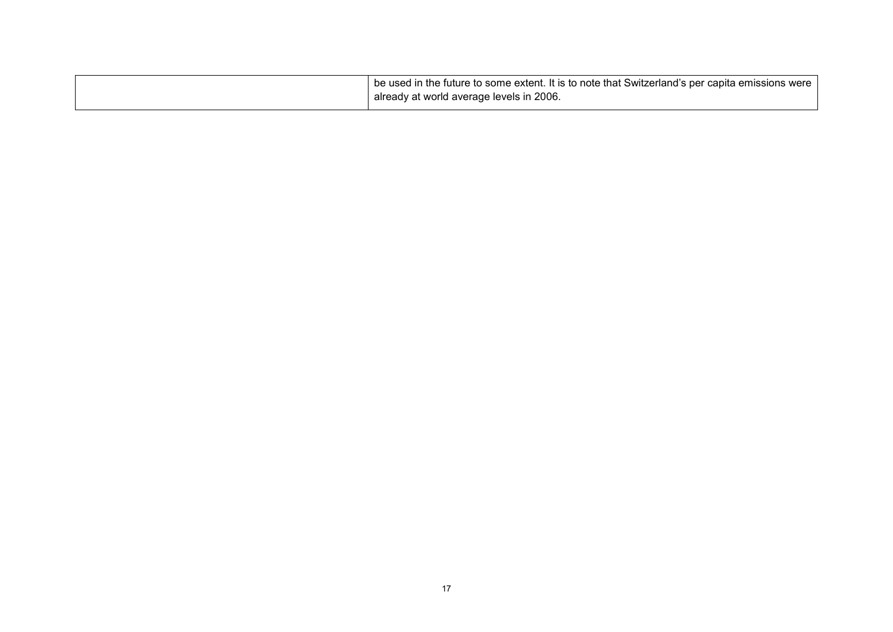| | |
|---|---|
| | be used in the future to some extent. It is to note that Switzerland's per capita emissions were already at world average levels in 2006. |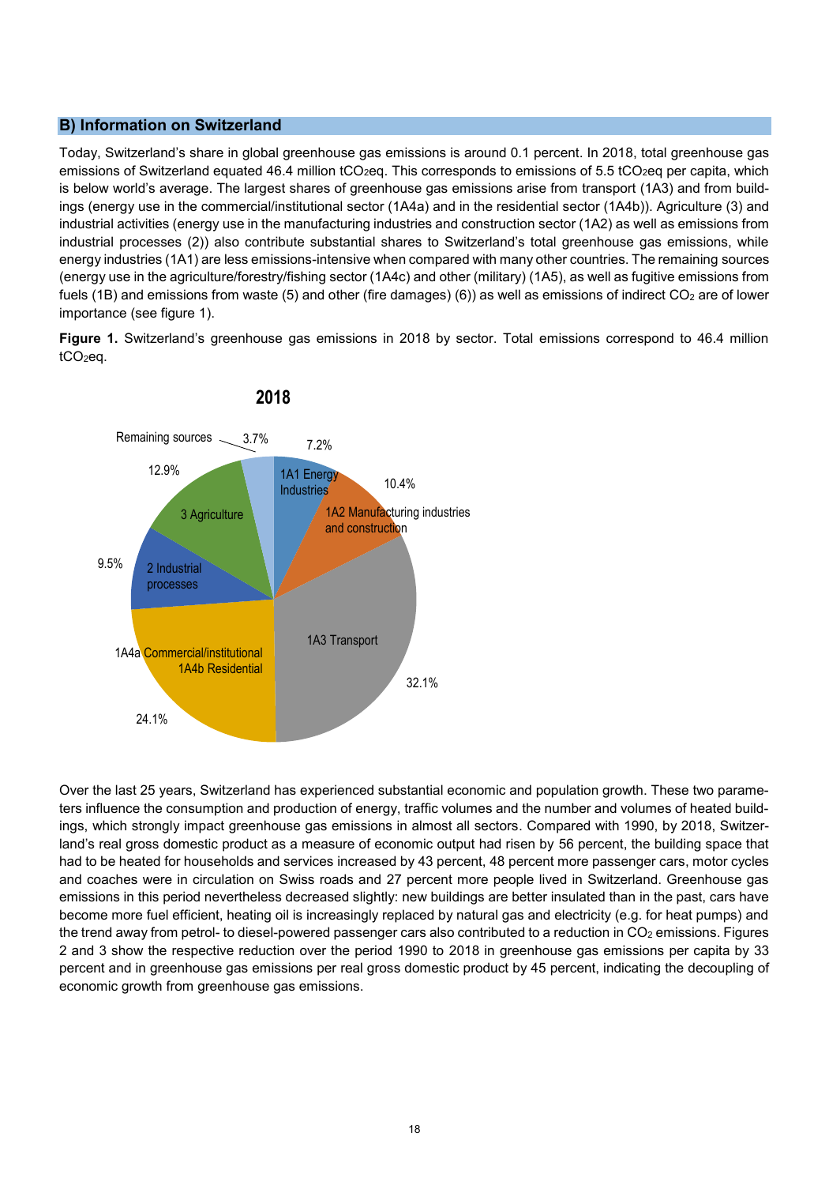## B) Information on Switzerland

Today, Switzerland's share in global greenhouse gas emissions is around 0.1 percent. In 2018, total greenhouse gas emissions of Switzerland equated 46.4 million $tCO_2eq$. This corresponds to emissions of 5.5 $tCO_2eq$ per capita, which is below world's average. The largest shares of greenhouse gas emissions arise from transport (1A3) and from buildings (energy use in the commercial/institutional sector (1A4a) and in the residential sector (1A4b)). Agriculture (3) and industrial activities (energy use in the manufacturing industries and construction sector (1A2) as well as emissions from industrial processes (2)) also contribute substantial shares to Switzerland's total greenhouse gas emissions, while energy industries (1A1) are less emissions-intensive when compared with many other countries. The remaining sources (energy use in the agriculture/forestry/fishing sector (1A4c) and other (military) (1A5), as well as fugitive emissions from fuels (1B) and emissions from waste (5) and other (fire damages) (6)) as well as emissions of indirect $CO_2$ are of lower importance (see figure 1).

**Figure 1.** Switzerland's greenhouse gas emissions in 2018 by sector. Total emissions correspond to 46.4 million $tCO_2eq$.

**2018**

| Sector | Share |
|---|---|
| 1A1 Energy Industries | 7.2% |
| 1A2 Manufacturing industries and construction | 10.4% |
| 1A3 Transport | 32.1% |
| 1A4a Commercial/institutional, 1A4b Residential | 24.1% |
| 2 Industrial processes | 9.5% |
| 3 Agriculture | 12.9% |
| Remaining sources | 3.7% |

Over the last 25 years, Switzerland has experienced substantial economic and population growth. These two parameters influence the consumption and production of energy, traffic volumes and the number and volumes of heated buildings, which strongly impact greenhouse gas emissions in almost all sectors. Compared with 1990, by 2018, Switzerland's real gross domestic product as a measure of economic output had risen by 56 percent, the building space that had to be heated for households and services increased by 43 percent, 48 percent more passenger cars, motor cycles and coaches were in circulation on Swiss roads and 27 percent more people lived in Switzerland. Greenhouse gas emissions in this period nevertheless decreased slightly: new buildings are better insulated than in the past, cars have become more fuel efficient, heating oil is increasingly replaced by natural gas and electricity (e.g. for heat pumps) and the trend away from petrol- to diesel-powered passenger cars also contributed to a reduction in $CO_2$ emissions. Figures 2 and 3 show the respective reduction over the period 1990 to 2018 in greenhouse gas emissions per capita by 33 percent and in greenhouse gas emissions per real gross domestic product by 45 percent, indicating the decoupling of economic growth from greenhouse gas emissions.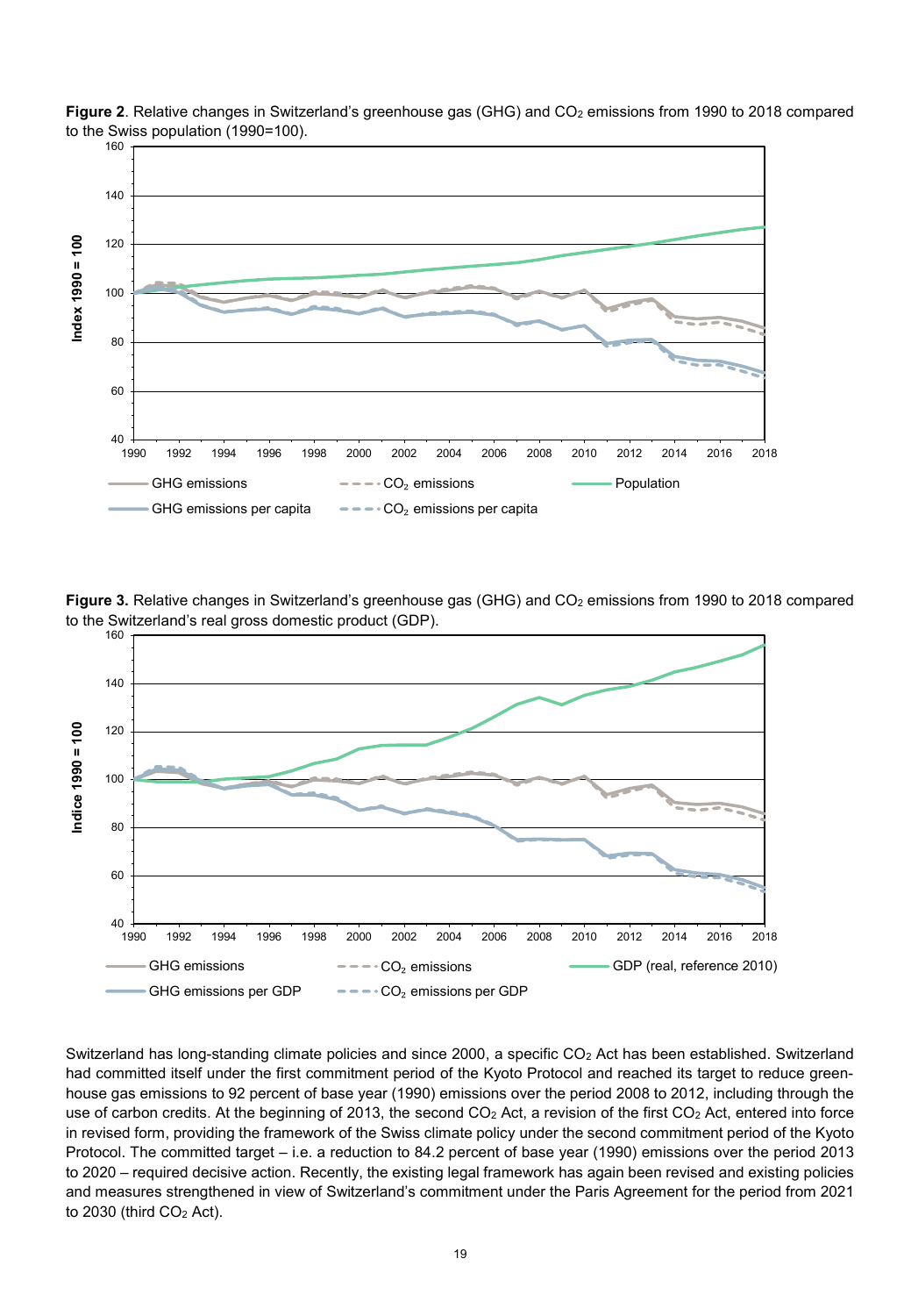**Figure 2**. Relative changes in Switzerland's greenhouse gas (GHG) and $CO_2$ emissions from 1990 to 2018 compared to the Swiss population (1990=100).

**Figure 3.** Relative changes in Switzerland's greenhouse gas (GHG) and $CO_2$ emissions from 1990 to 2018 compared to the Switzerland's real gross domestic product (GDP).

Switzerland has long-standing climate policies and since 2000, a specific $CO_2$ Act has been established. Switzerland had committed itself under the first commitment period of the Kyoto Protocol and reached its target to reduce greenhouse gas emissions to 92 percent of base year (1990) emissions over the period 2008 to 2012, including through the use of carbon credits. At the beginning of 2013, the second $CO_2$ Act, a revision of the first $CO_2$ Act, entered into force in revised form, providing the framework of the Swiss climate policy under the second commitment period of the Kyoto Protocol. The committed target – i.e. a reduction to 84.2 percent of base year (1990) emissions over the period 2013 to 2020 – required decisive action. Recently, the existing legal framework has again been revised and existing policies and measures strengthened in view of Switzerland's commitment under the Paris Agreement for the period from 2021 to 2030 (third $CO_2$ Act).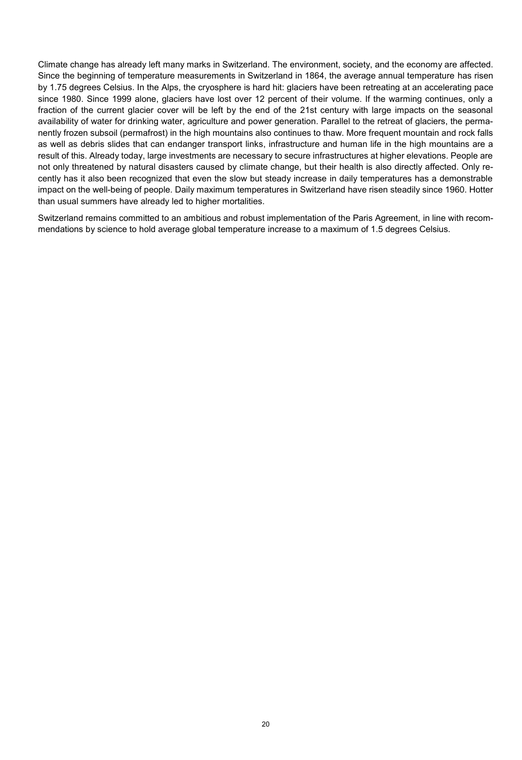Climate change has already left many marks in Switzerland. The environment, society, and the economy are affected. Since the beginning of temperature measurements in Switzerland in 1864, the average annual temperature has risen by 1.75 degrees Celsius. In the Alps, the cryosphere is hard hit: glaciers have been retreating at an accelerating pace since 1980. Since 1999 alone, glaciers have lost over 12 percent of their volume. If the warming continues, only a fraction of the current glacier cover will be left by the end of the 21st century with large impacts on the seasonal availability of water for drinking water, agriculture and power generation. Parallel to the retreat of glaciers, the permanently frozen subsoil (permafrost) in the high mountains also continues to thaw. More frequent mountain and rock falls as well as debris slides that can endanger transport links, infrastructure and human life in the high mountains are a result of this. Already today, large investments are necessary to secure infrastructures at higher elevations. People are not only threatened by natural disasters caused by climate change, but their health is also directly affected. Only recently has it also been recognized that even the slow but steady increase in daily temperatures has a demonstrable impact on the well-being of people. Daily maximum temperatures in Switzerland have risen steadily since 1960. Hotter than usual summers have already led to higher mortalities.

Switzerland remains committed to an ambitious and robust implementation of the Paris Agreement, in line with recommendations by science to hold average global temperature increase to a maximum of 1.5 degrees Celsius.